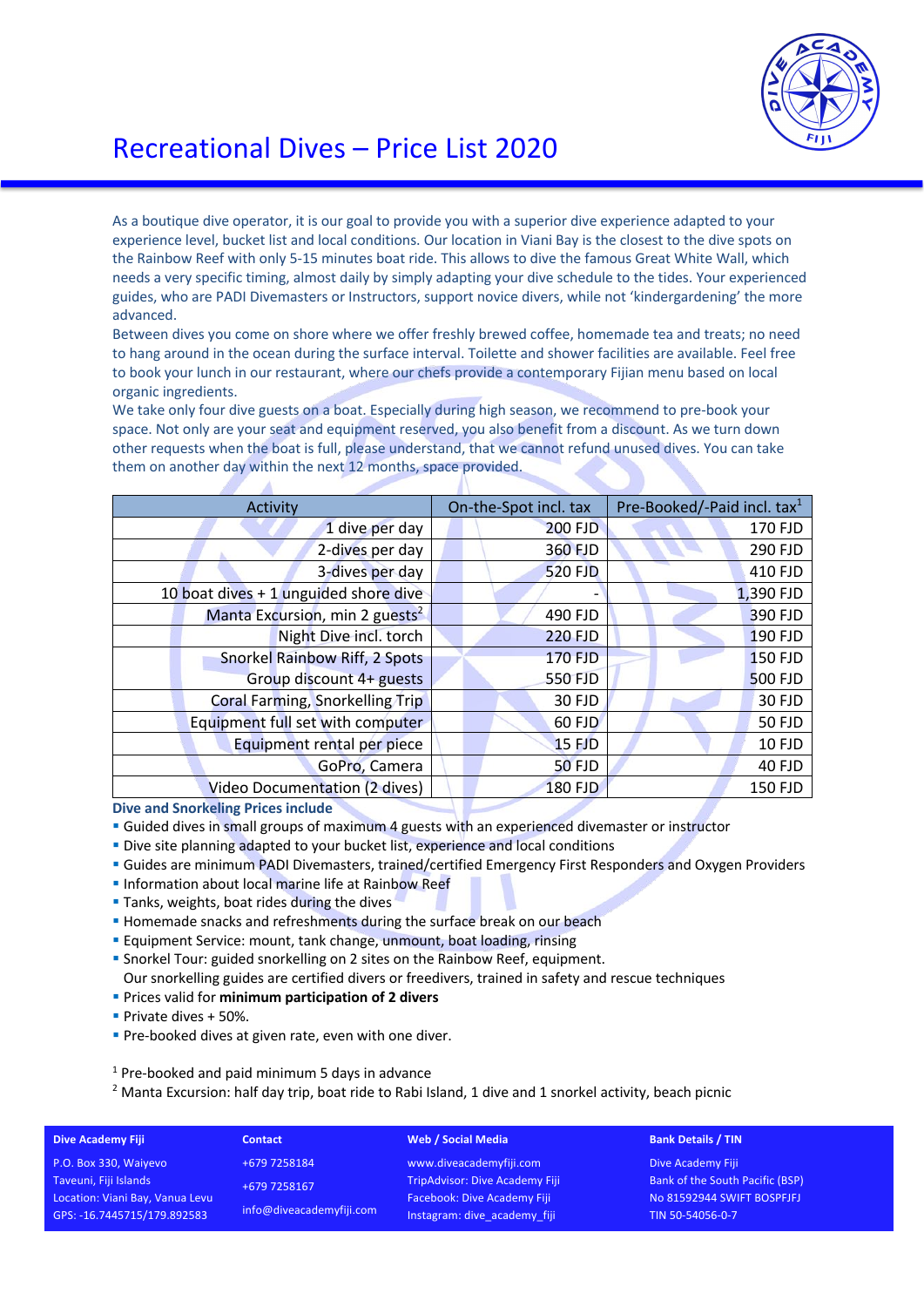# Recreational Dives – Price List 2020

As a boutique dive operator, it is our goal to provide you with a superior dive experience adapted to your experience level, bucket list and local conditions. Our location in Viani Bay is the closest to the dive spots on the Rainbow Reef with only 5-15 minutes boat ride. This allows to dive the famous Great White Wall, which needs a very specific timing, almost daily by simply adapting your dive schedule to the tides. Your experienced guides, who are PADI Divemasters or Instructors, support novice divers, while not 'kindergardening' the more advanced.

Between dives you come on shore where we offer freshly brewed coffee, homemade tea and treats; no need to hang around in the ocean during the surface interval. Toilette and shower facilities are available. Feel free to book your lunch in our restaurant, where our chefs provide a contemporary Fijian menu based on local organic ingredients.

We take only four dive guests on a boat. Especially during high season, we recommend to pre-book your space. Not only are your seat and equipment reserved, you also benefit from a discount. As we turn down other requests when the boat is full, please understand, that we cannot refund unused dives. You can take them on another day within the next 12 months, space provided.

| Activity | On-the-Spot incl. tax | Pre-Booked/-Paid incl. tax[1] |
|---|---|---|
| 1 dive per day | 200 FJD | 170 FJD |
| 2-dives per day | 360 FJD | 290 FJD |
| 3-dives per day | 520 FJD | 410 FJD |
| 10 boat dives + 1 unguided shore dive | - | 1,390 FJD |
| Manta Excursion, min 2 guests[2] | 490 FJD | 390 FJD |
| Night Dive incl. torch | 220 FJD | 190 FJD |
| Snorkel Rainbow Riff, 2 Spots | 170 FJD | 150 FJD |
| Group discount 4+ guests | 550 FJD | 500 FJD |
| Coral Farming, Snorkelling Trip | 30 FJD | 30 FJD |
| Equipment full set with computer | 60 FJD | 50 FJD |
| Equipment rental per piece | 15 FJD | 10 FJD |
| GoPro, Camera | 50 FJD | 40 FJD |
| Video Documentation (2 dives) | 180 FJD | 150 FJD |

**Dive and Snorkeling Prices include**

- Guided dives in small groups of maximum 4 guests with an experienced divemaster or instructor
- Dive site planning adapted to your bucket list, experience and local conditions
- Guides are minimum PADI Divemasters, trained/certified Emergency First Responders and Oxygen Providers
- Information about local marine life at Rainbow Reef
- Tanks, weights, boat rides during the dives
- Homemade snacks and refreshments during the surface break on our beach
- Equipment Service: mount, tank change, unmount, boat loading, rinsing
- Snorkel Tour: guided snorkelling on 2 sites on the Rainbow Reef, equipment.
  Our snorkelling guides are certified divers or freedivers, trained in safety and rescue techniques
- Prices valid for **minimum participation of 2 divers**
- Private dives + 50%.
- Pre-booked dives at given rate, even with one diver.

[1] Pre-booked and paid minimum 5 days in advance

[2] Manta Excursion: half day trip, boat ride to Rabi Island, 1 dive and 1 snorkel activity, beach picnic

**Dive Academy Fiji**
P.O. Box 330, Waiyevo
Taveuni, Fiji Islands
Location: Viani Bay, Vanua Levu
GPS: -16.7445715/179.892583

**Contact**
+679 7258184
+679 7258167
info@diveacademyfiji.com

**Web / Social Media**
www.diveacademyfiji.com
TripAdvisor: Dive Academy Fiji
Facebook: Dive Academy Fiji
Instagram: dive_academy_fiji

**Bank Details / TIN**
Dive Academy Fiji
Bank of the South Pacific (BSP)
No 81592944 SWIFT BOSPFJFJ
TIN 50-54056-0-7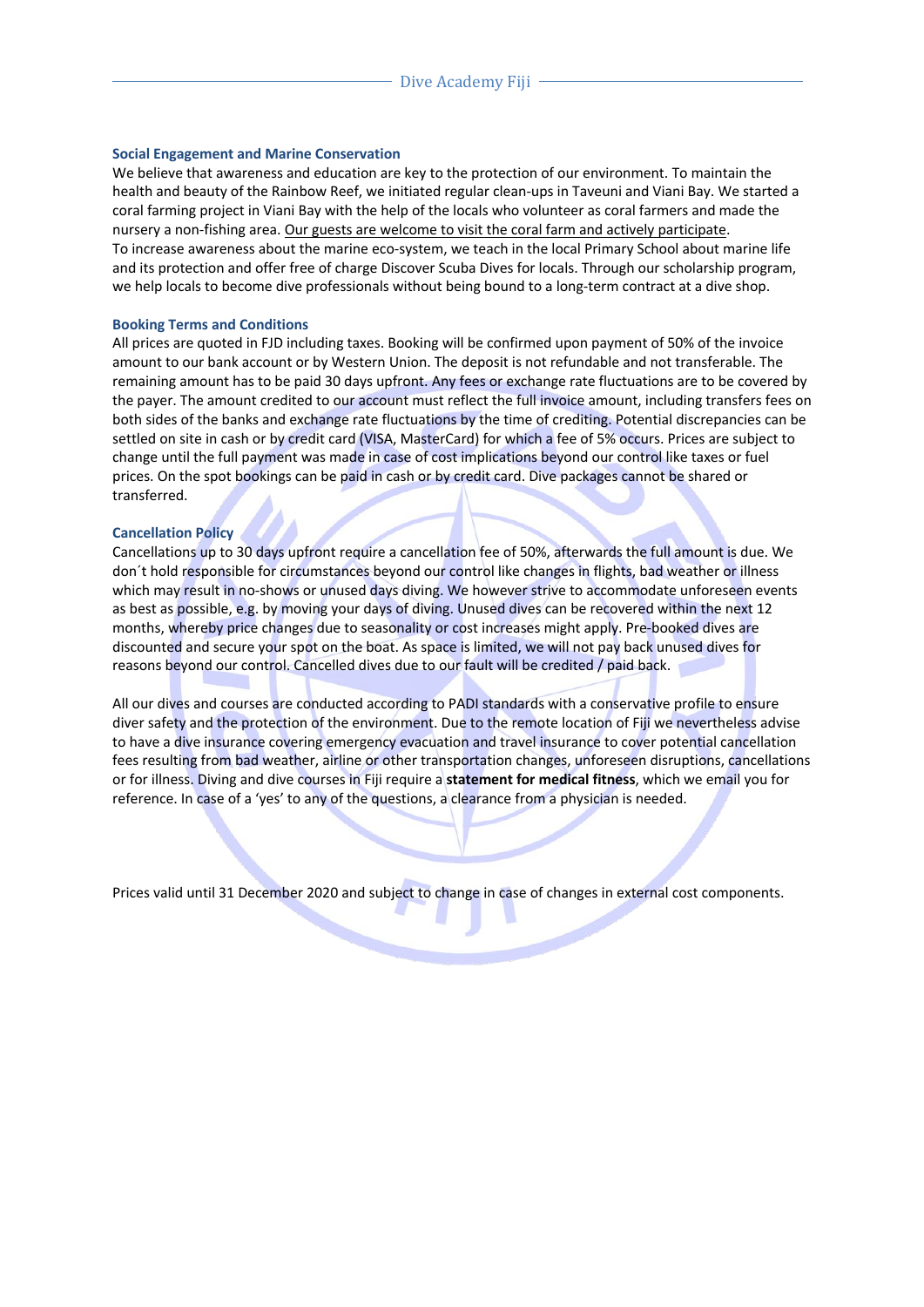## Social Engagement and Marine Conservation

We believe that awareness and education are key to the protection of our environment. To maintain the health and beauty of the Rainbow Reef, we initiated regular clean-ups in Taveuni and Viani Bay. We started a coral farming project in Viani Bay with the help of the locals who volunteer as coral farmers and made the nursery a non-fishing area. <u>Our guests are welcome to visit the coral farm and actively participate</u>.
To increase awareness about the marine eco-system, we teach in the local Primary School about marine life and its protection and offer free of charge Discover Scuba Dives for locals. Through our scholarship program, we help locals to become dive professionals without being bound to a long-term contract at a dive shop.

## Booking Terms and Conditions

All prices are quoted in FJD including taxes. Booking will be confirmed upon payment of 50% of the invoice amount to our bank account or by Western Union. The deposit is not refundable and not transferable. The remaining amount has to be paid 30 days upfront. Any fees or exchange rate fluctuations are to be covered by the payer. The amount credited to our account must reflect the full invoice amount, including transfers fees on both sides of the banks and exchange rate fluctuations by the time of crediting. Potential discrepancies can be settled on site in cash or by credit card (VISA, MasterCard) for which a fee of 5% occurs. Prices are subject to change until the full payment was made in case of cost implications beyond our control like taxes or fuel prices. On the spot bookings can be paid in cash or by credit card. Dive packages cannot be shared or transferred.

## Cancellation Policy

Cancellations up to 30 days upfront require a cancellation fee of 50%, afterwards the full amount is due. We don´t hold responsible for circumstances beyond our control like changes in flights, bad weather or illness which may result in no-shows or unused days diving. We however strive to accommodate unforeseen events as best as possible, e.g. by moving your days of diving. Unused dives can be recovered within the next 12 months, whereby price changes due to seasonality or cost increases might apply. Pre-booked dives are discounted and secure your spot on the boat. As space is limited, we will not pay back unused dives for reasons beyond our control. Cancelled dives due to our fault will be credited / paid back.

All our dives and courses are conducted according to PADI standards with a conservative profile to ensure diver safety and the protection of the environment. Due to the remote location of Fiji we nevertheless advise to have a dive insurance covering emergency evacuation and travel insurance to cover potential cancellation fees resulting from bad weather, airline or other transportation changes, unforeseen disruptions, cancellations or for illness. Diving and dive courses in Fiji require a **statement for medical fitness**, which we email you for reference. In case of a 'yes' to any of the questions, a clearance from a physician is needed.

Prices valid until 31 December 2020 and subject to change in case of changes in external cost components.